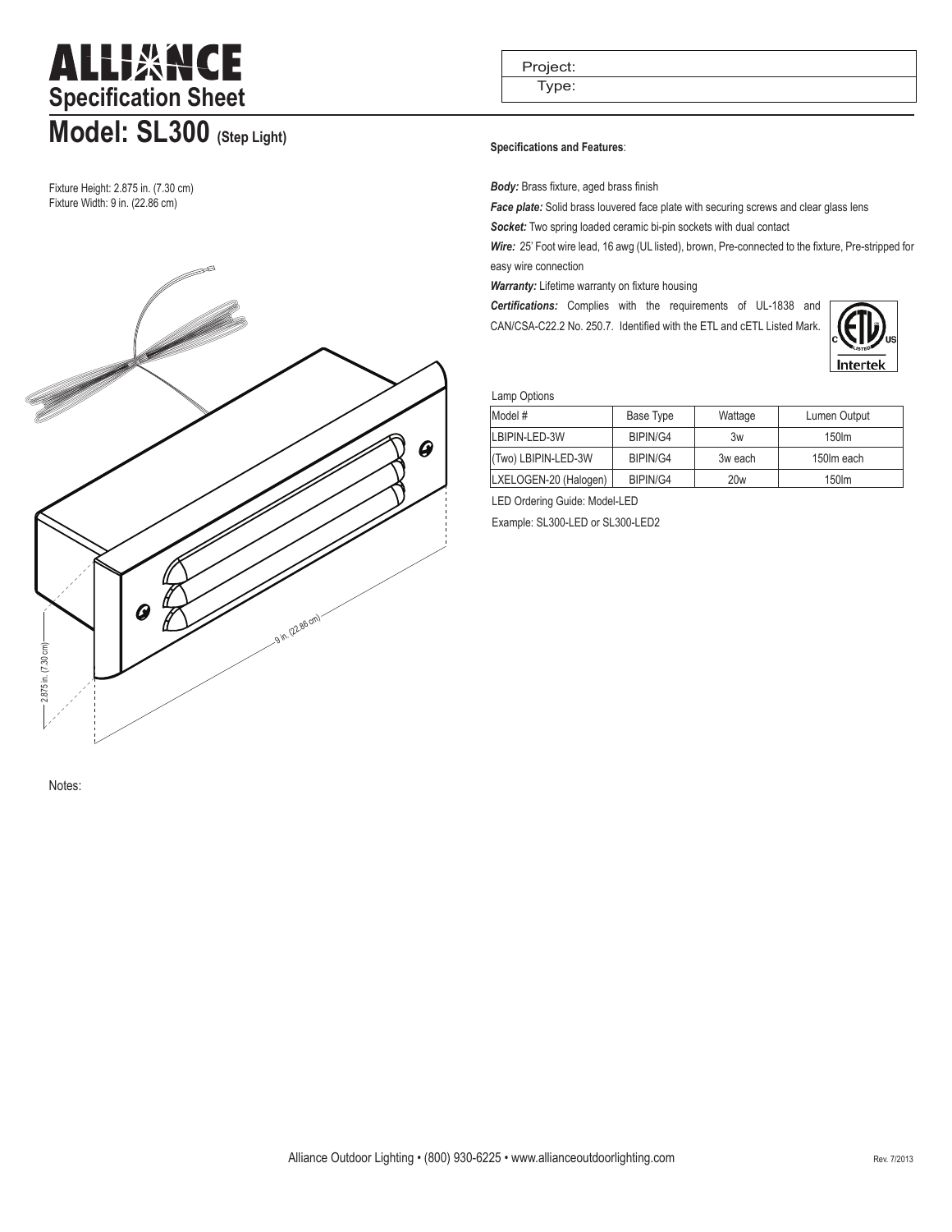# ALLIANCE

## Specification Sheet

# Model: SL300 (Step Light)

Project:

Type:

Fixture Height: 2.875 in. (7.30 cm)
Fixture Width: 9 in. (22.86 cm)

2.875 in. (7.30 cm)

9 in. (22.86 cm)

Notes:

**Specifications and Features**:

***Body:*** Brass fixture, aged brass finish

***Face plate:*** Solid brass louvered face plate with securing screws and clear glass lens

***Socket:*** Two spring loaded ceramic bi-pin sockets with dual contact

***Wire:*** 25' Foot wire lead, 16 awg (UL listed), brown, Pre-connected to the fixture, Pre-stripped for easy wire connection

***Warranty:*** Lifetime warranty on fixture housing

***Certifications:*** Complies with the requirements of UL-1838 and CAN/CSA-C22.2 No. 250.7. Identified with the ETL and cETL Listed Mark.

C ETL LISTED US Intertek

Lamp Options

| Model # | Base Type | Wattage | Lumen Output |
|---|---|---|---|
| LBIPIN-LED-3W | BIPIN/G4 | 3w | 150lm |
| (Two) LBIPIN-LED-3W | BIPIN/G4 | 3w each | 150lm each |
| LXELOGEN-20 (Halogen) | BIPIN/G4 | 20w | 150lm |

LED Ordering Guide: Model-LED

Example: SL300-LED or SL300-LED2

Alliance Outdoor Lighting • (800) 930-6225 • www.allianceoutdoorlighting.com

Rev. 7/2013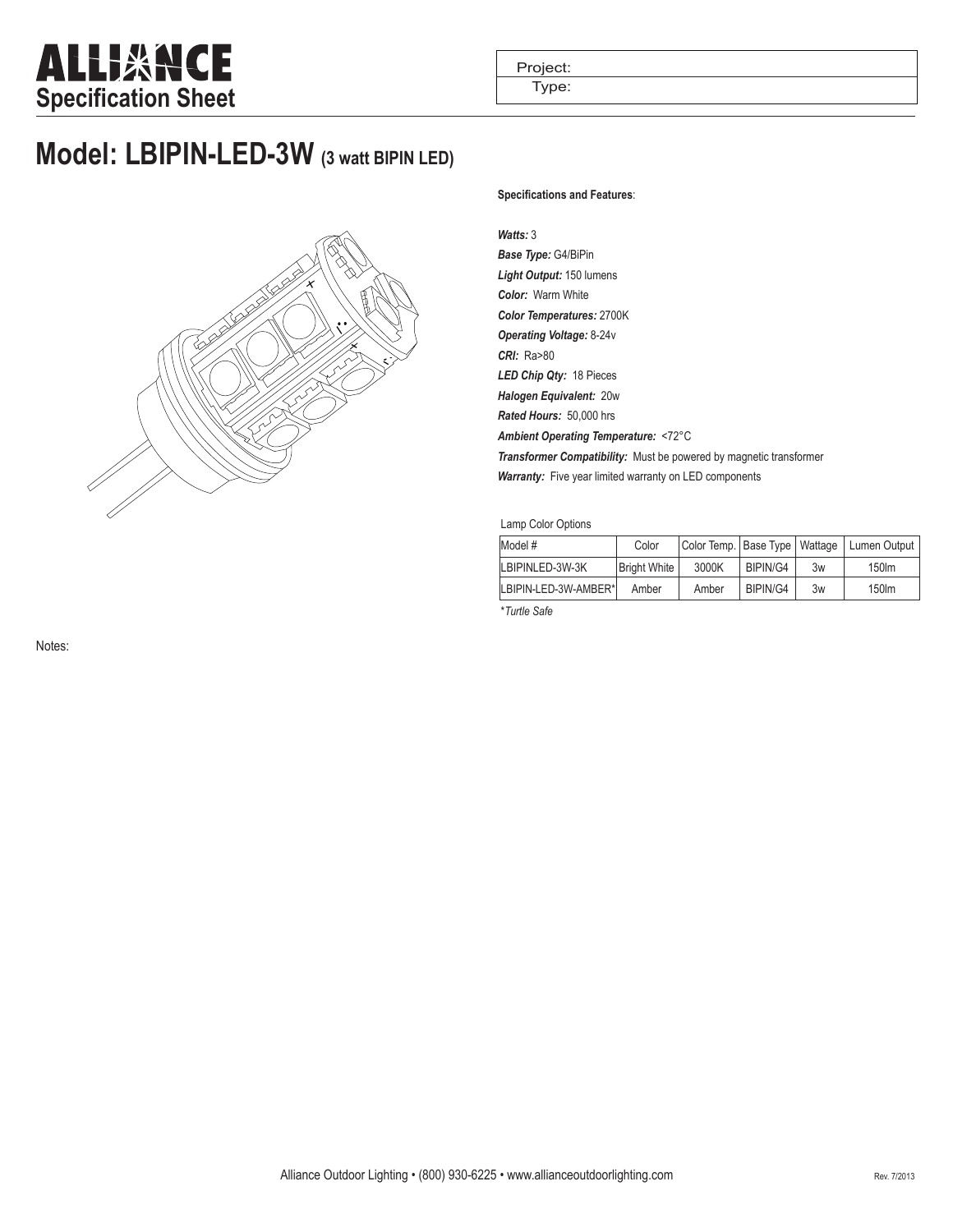# ALLIANCE
## Specification Sheet

| | |
|---|---|
| Project: | |
| Type: | |

# Model: LBIPIN-LED-3W (3 watt BIPIN LED)

**Specifications and Features**:

***Watts:*** 3
***Base Type:*** G4/BiPin
***Light Output:*** 150 lumens
***Color:*** Warm White
***Color Temperatures:*** 2700K
***Operating Voltage:*** 8-24v
***CRI:*** Ra>80
***LED Chip Qty:*** 18 Pieces
***Halogen Equivalent:*** 20w
***Rated Hours:*** 50,000 hrs
***Ambient Operating Temperature:*** <72°C
***Transformer Compatibility:*** Must be powered by magnetic transformer
***Warranty:*** Five year limited warranty on LED components

Lamp Color Options

| Model # | Color | Color Temp. | Base Type | Wattage | Lumen Output |
|---|---|---|---|---|---|
| LBIPINLED-3W-3K | Bright White | 3000K | BIPIN/G4 | 3w | 150lm |
| LBIPIN-LED-3W-AMBER* | Amber | Amber | BIPIN/G4 | 3w | 150lm |

**Turtle Safe*

Notes:

Alliance Outdoor Lighting • (800) 930-6225 • www.allianceoutdoorlighting.com

Rev. 7/2013